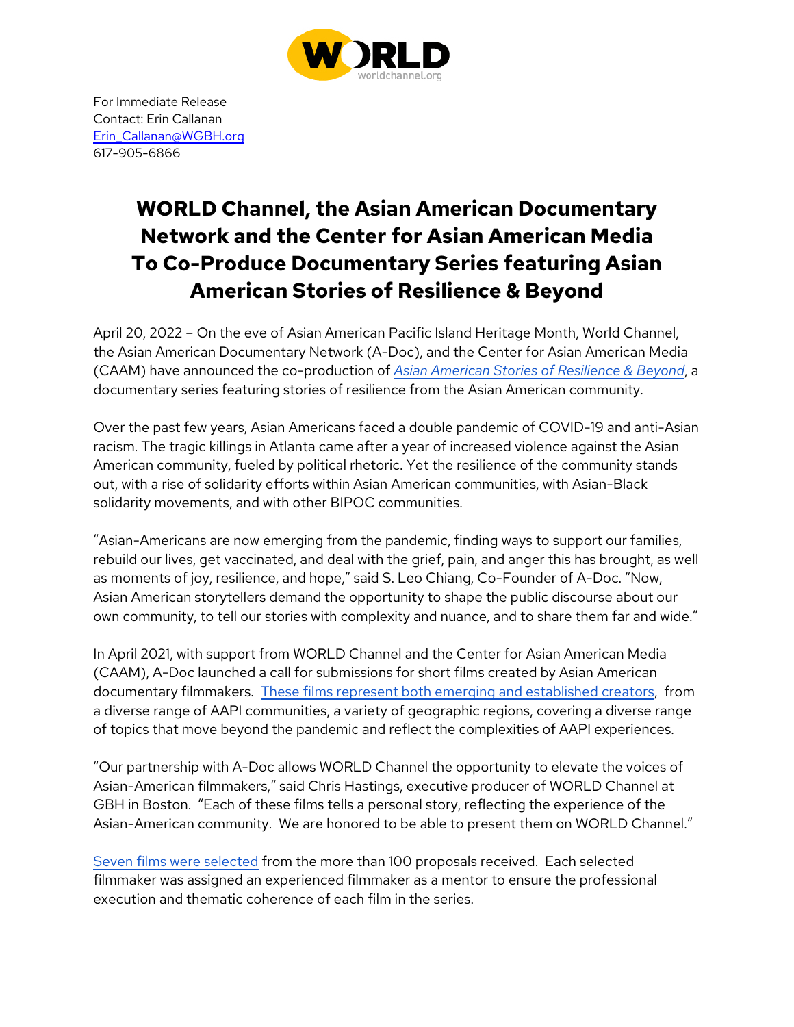For Immediate Release
Contact: Erin Callanan
Erin_Callanan@WGBH.org
617-905-6866

# WORLD Channel, the Asian American Documentary Network and the Center for Asian American Media To Co-Produce Documentary Series featuring Asian American Stories of Resilience & Beyond

April 20, 2022 – On the eve of Asian American Pacific Island Heritage Month, World Channel, the Asian American Documentary Network (A-Doc), and the Center for Asian American Media (CAAM) have announced the co-production of *Asian American Stories of Resilience & Beyond*, a documentary series featuring stories of resilience from the Asian American community.

Over the past few years, Asian Americans faced a double pandemic of COVID-19 and anti-Asian racism. The tragic killings in Atlanta came after a year of increased violence against the Asian American community, fueled by political rhetoric. Yet the resilience of the community stands out, with a rise of solidarity efforts within Asian American communities, with Asian-Black solidarity movements, and with other BIPOC communities.

"Asian-Americans are now emerging from the pandemic, finding ways to support our families, rebuild our lives, get vaccinated, and deal with the grief, pain, and anger this has brought, as well as moments of joy, resilience, and hope," said S. Leo Chiang, Co-Founder of A-Doc. "Now, Asian American storytellers demand the opportunity to shape the public discourse about our own community, to tell our stories with complexity and nuance, and to share them far and wide."

In April 2021, with support from WORLD Channel and the Center for Asian American Media (CAAM), A-Doc launched a call for submissions for short films created by Asian American documentary filmmakers. These films represent both emerging and established creators, from a diverse range of AAPI communities, a variety of geographic regions, covering a diverse range of topics that move beyond the pandemic and reflect the complexities of AAPI experiences.

"Our partnership with A-Doc allows WORLD Channel the opportunity to elevate the voices of Asian-American filmmakers," said Chris Hastings, executive producer of WORLD Channel at GBH in Boston. "Each of these films tells a personal story, reflecting the experience of the Asian-American community. We are honored to be able to present them on WORLD Channel."

Seven films were selected from the more than 100 proposals received. Each selected filmmaker was assigned an experienced filmmaker as a mentor to ensure the professional execution and thematic coherence of each film in the series.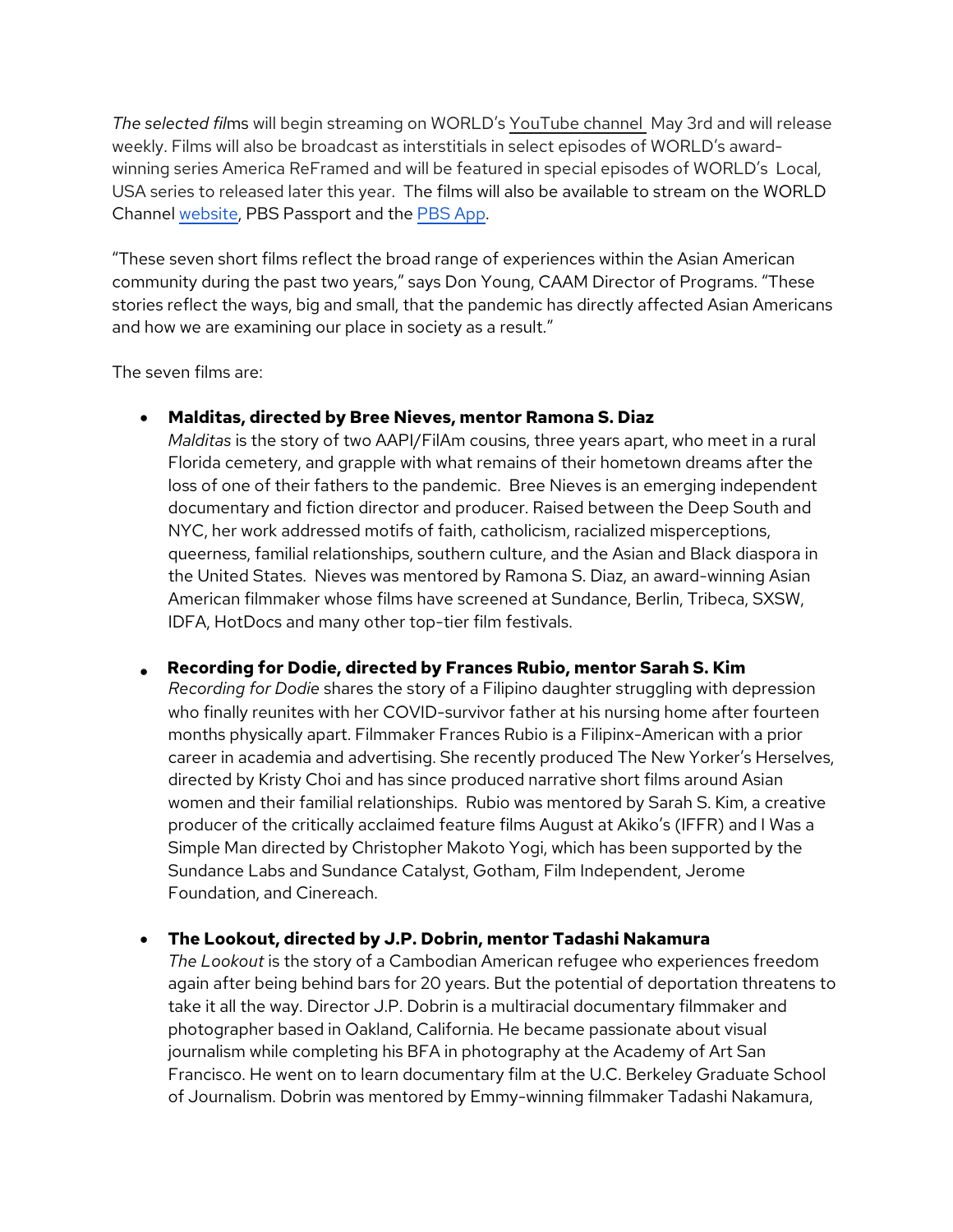*The selected fil*ms will begin streaming on WORLD's YouTube channel May 3rd and will release weekly. Films will also be broadcast as interstitials in select episodes of WORLD's award-winning series America ReFramed and will be featured in special episodes of WORLD's Local, USA series to released later this year. The films will also be available to stream on the WORLD Channel website, PBS Passport and the PBS App.

"These seven short films reflect the broad range of experiences within the Asian American community during the past two years," says Don Young, CAAM Director of Programs. "These stories reflect the ways, big and small, that the pandemic has directly affected Asian Americans and how we are examining our place in society as a result."

The seven films are:

- **Malditas, directed by Bree Nieves, mentor Ramona S. Diaz**
  *Malditas* is the story of two AAPI/FilAm cousins, three years apart, who meet in a rural Florida cemetery, and grapple with what remains of their hometown dreams after the loss of one of their fathers to the pandemic. Bree Nieves is an emerging independent documentary and fiction director and producer. Raised between the Deep South and NYC, her work addressed motifs of faith, catholicism, racialized misperceptions, queerness, familial relationships, southern culture, and the Asian and Black diaspora in the United States. Nieves was mentored by Ramona S. Diaz, an award-winning Asian American filmmaker whose films have screened at Sundance, Berlin, Tribeca, SXSW, IDFA, HotDocs and many other top-tier film festivals.

- **Recording for Dodie, directed by Frances Rubio, mentor Sarah S. Kim**
  *Recording for Dodie* shares the story of a Filipino daughter struggling with depression who finally reunites with her COVID-survivor father at his nursing home after fourteen months physically apart. Filmmaker Frances Rubio is a Filipinx-American with a prior career in academia and advertising. She recently produced The New Yorker's Herselves, directed by Kristy Choi and has since produced narrative short films around Asian women and their familial relationships. Rubio was mentored by Sarah S. Kim, a creative producer of the critically acclaimed feature films August at Akiko's (IFFR) and I Was a Simple Man directed by Christopher Makoto Yogi, which has been supported by the Sundance Labs and Sundance Catalyst, Gotham, Film Independent, Jerome Foundation, and Cinereach.

- **The Lookout, directed by J.P. Dobrin, mentor Tadashi Nakamura**
  *The Lookout* is the story of a Cambodian American refugee who experiences freedom again after being behind bars for 20 years. But the potential of deportation threatens to take it all the way. Director J.P. Dobrin is a multiracial documentary filmmaker and photographer based in Oakland, California. He became passionate about visual journalism while completing his BFA in photography at the Academy of Art San Francisco. He went on to learn documentary film at the U.C. Berkeley Graduate School of Journalism. Dobrin was mentored by Emmy-winning filmmaker Tadashi Nakamura,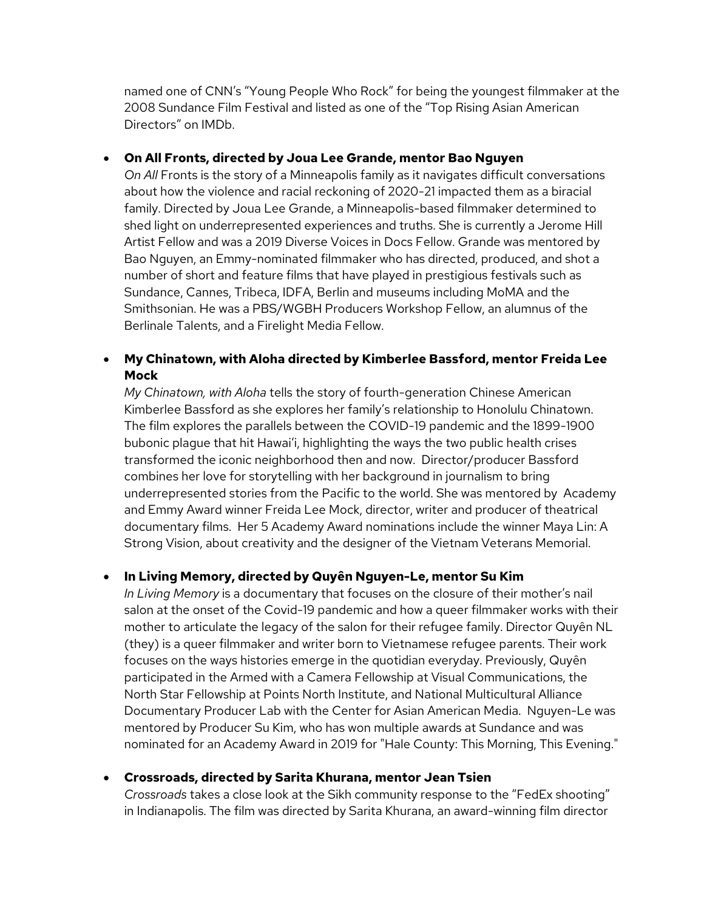named one of CNN's "Young People Who Rock" for being the youngest filmmaker at the 2008 Sundance Film Festival and listed as one of the "Top Rising Asian American Directors" on IMDb.

- **On All Fronts, directed by Joua Lee Grande, mentor Bao Nguyen**
  *On All* Fronts is the story of a Minneapolis family as it navigates difficult conversations about how the violence and racial reckoning of 2020-21 impacted them as a biracial family. Directed by Joua Lee Grande, a Minneapolis-based filmmaker determined to shed light on underrepresented experiences and truths. She is currently a Jerome Hill Artist Fellow and was a 2019 Diverse Voices in Docs Fellow. Grande was mentored by Bao Nguyen, an Emmy-nominated filmmaker who has directed, produced, and shot a number of short and feature films that have played in prestigious festivals such as Sundance, Cannes, Tribeca, IDFA, Berlin and museums including MoMA and the Smithsonian. He was a PBS/WGBH Producers Workshop Fellow, an alumnus of the Berlinale Talents, and a Firelight Media Fellow.

- **My Chinatown, with Aloha directed by Kimberlee Bassford, mentor Freida Lee Mock**
  *My Chinatown, with Aloha* tells the story of fourth-generation Chinese American Kimberlee Bassford as she explores her family's relationship to Honolulu Chinatown. The film explores the parallels between the COVID-19 pandemic and the 1899-1900 bubonic plague that hit Hawai'i, highlighting the ways the two public health crises transformed the iconic neighborhood then and now. Director/producer Bassford combines her love for storytelling with her background in journalism to bring underrepresented stories from the Pacific to the world. She was mentored by Academy and Emmy Award winner Freida Lee Mock, director, writer and producer of theatrical documentary films. Her 5 Academy Award nominations include the winner Maya Lin: A Strong Vision, about creativity and the designer of the Vietnam Veterans Memorial.

- **In Living Memory, directed by Quyên Nguyen-Le, mentor Su Kim**
  *In Living Memory* is a documentary that focuses on the closure of their mother's nail salon at the onset of the Covid-19 pandemic and how a queer filmmaker works with their mother to articulate the legacy of the salon for their refugee family. Director Quyên NL (they) is a queer filmmaker and writer born to Vietnamese refugee parents. Their work focuses on the ways histories emerge in the quotidian everyday. Previously, Quyên participated in the Armed with a Camera Fellowship at Visual Communications, the North Star Fellowship at Points North Institute, and National Multicultural Alliance Documentary Producer Lab with the Center for Asian American Media. Nguyen-Le was mentored by Producer Su Kim, who has won multiple awards at Sundance and was nominated for an Academy Award in 2019 for "Hale County: This Morning, This Evening."

- **Crossroads, directed by Sarita Khurana, mentor Jean Tsien**
  *Crossroads* takes a close look at the Sikh community response to the "FedEx shooting" in Indianapolis. The film was directed by Sarita Khurana, an award-winning film director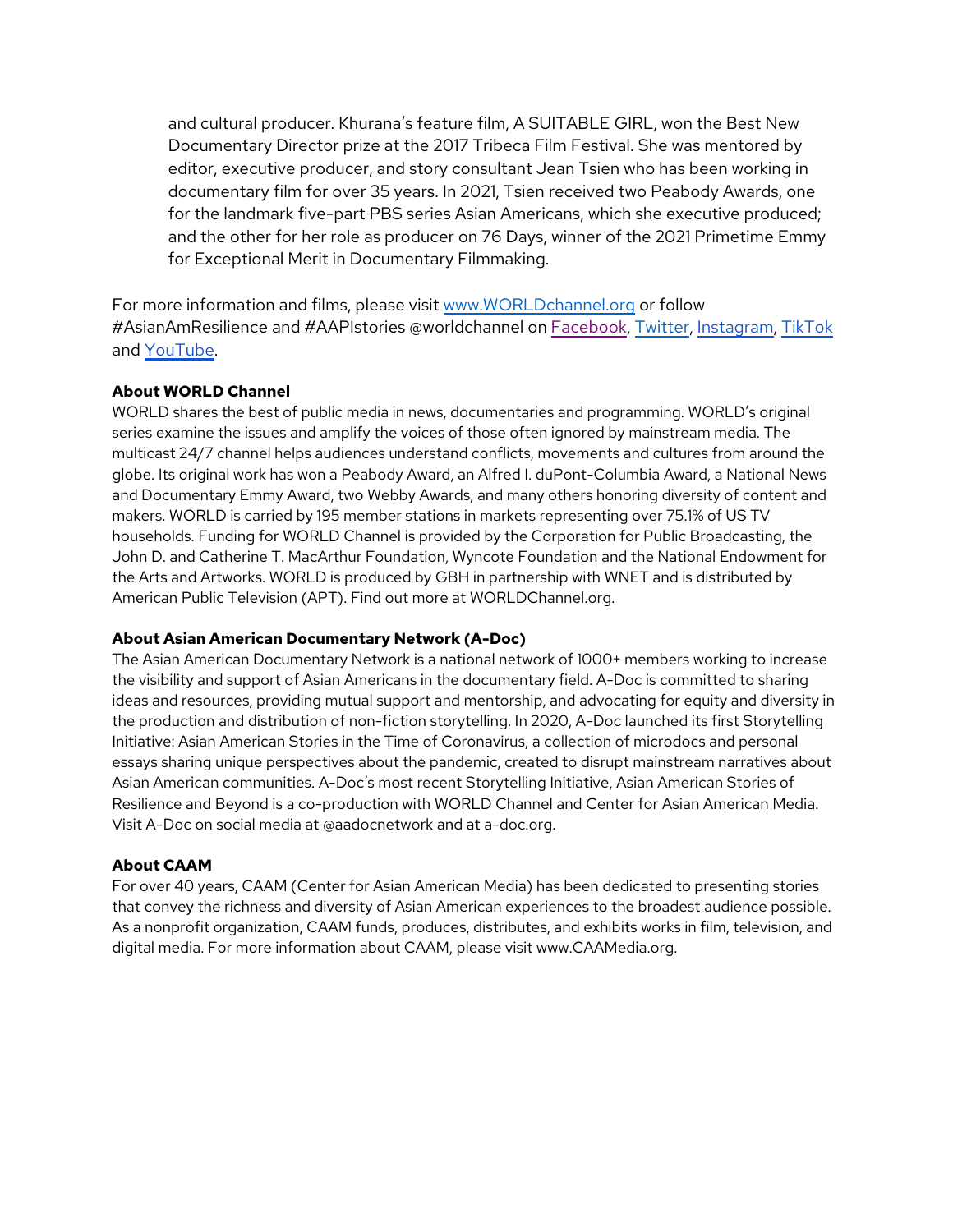and cultural producer. Khurana's feature film, A SUITABLE GIRL, won the Best New Documentary Director prize at the 2017 Tribeca Film Festival. She was mentored by editor, executive producer, and story consultant Jean Tsien who has been working in documentary film for over 35 years. In 2021, Tsien received two Peabody Awards, one for the landmark five-part PBS series Asian Americans, which she executive produced; and the other for her role as producer on 76 Days, winner of the 2021 Primetime Emmy for Exceptional Merit in Documentary Filmmaking.

For more information and films, please visit [www.WORLDchannel.org](www.WORLDchannel.org) or follow #AsianAmResilience and #AAPIstories @worldchannel on Facebook, Twitter, Instagram, TikTok and YouTube.

**About WORLD Channel**

WORLD shares the best of public media in news, documentaries and programming. WORLD's original series examine the issues and amplify the voices of those often ignored by mainstream media. The multicast 24/7 channel helps audiences understand conflicts, movements and cultures from around the globe. Its original work has won a Peabody Award, an Alfred I. duPont-Columbia Award, a National News and Documentary Emmy Award, two Webby Awards, and many others honoring diversity of content and makers. WORLD is carried by 195 member stations in markets representing over 75.1% of US TV households. Funding for WORLD Channel is provided by the Corporation for Public Broadcasting, the John D. and Catherine T. MacArthur Foundation, Wyncote Foundation and the National Endowment for the Arts and Artworks. WORLD is produced by GBH in partnership with WNET and is distributed by American Public Television (APT). Find out more at WORLDChannel.org.

**About Asian American Documentary Network (A-Doc)**

The Asian American Documentary Network is a national network of 1000+ members working to increase the visibility and support of Asian Americans in the documentary field. A-Doc is committed to sharing ideas and resources, providing mutual support and mentorship, and advocating for equity and diversity in the production and distribution of non-fiction storytelling. In 2020, A-Doc launched its first Storytelling Initiative: Asian American Stories in the Time of Coronavirus, a collection of microdocs and personal essays sharing unique perspectives about the pandemic, created to disrupt mainstream narratives about Asian American communities. A-Doc's most recent Storytelling Initiative, Asian American Stories of Resilience and Beyond is a co-production with WORLD Channel and Center for Asian American Media. Visit A-Doc on social media at @aadocnetwork and at a-doc.org.

**About CAAM**

For over 40 years, CAAM (Center for Asian American Media) has been dedicated to presenting stories that convey the richness and diversity of Asian American experiences to the broadest audience possible. As a nonprofit organization, CAAM funds, produces, distributes, and exhibits works in film, television, and digital media. For more information about CAAM, please visit www.CAAMedia.org.